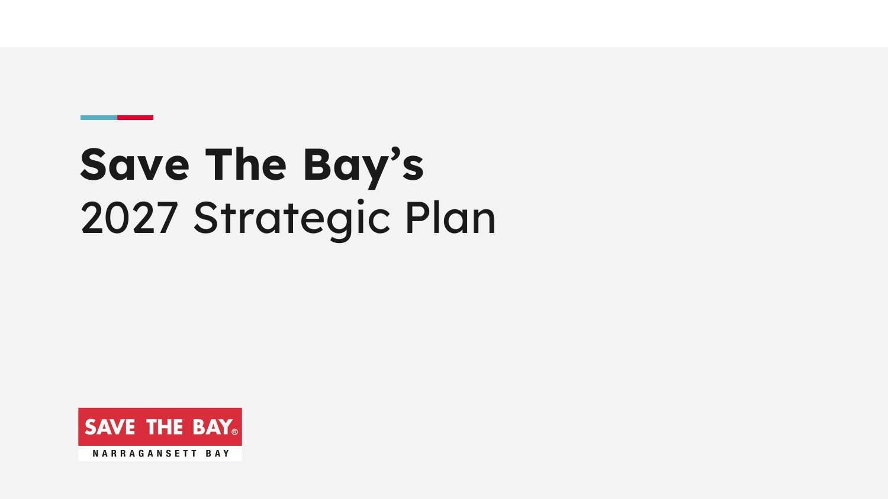# Save The Bay's
## 2027 Strategic Plan

SAVE THE BAY®
NARRAGANSETT BAY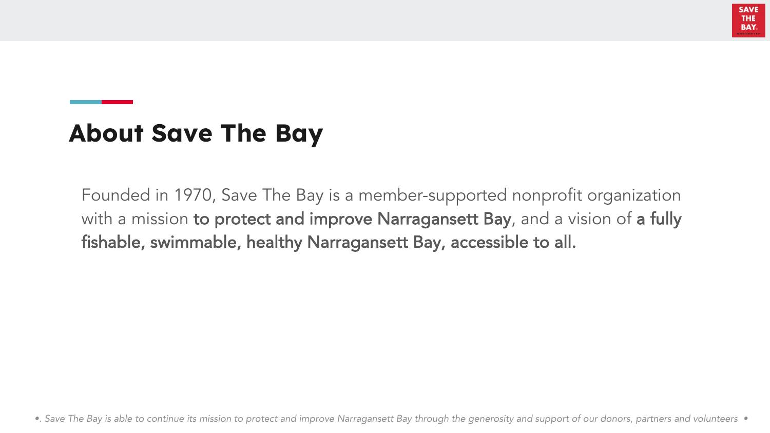## About Save The Bay

Founded in 1970, Save The Bay is a member-supported nonprofit organization with a mission **to protect and improve Narragansett Bay**, and a vision of **a fully fishable, swimmable, healthy Narragansett Bay, accessible to all.**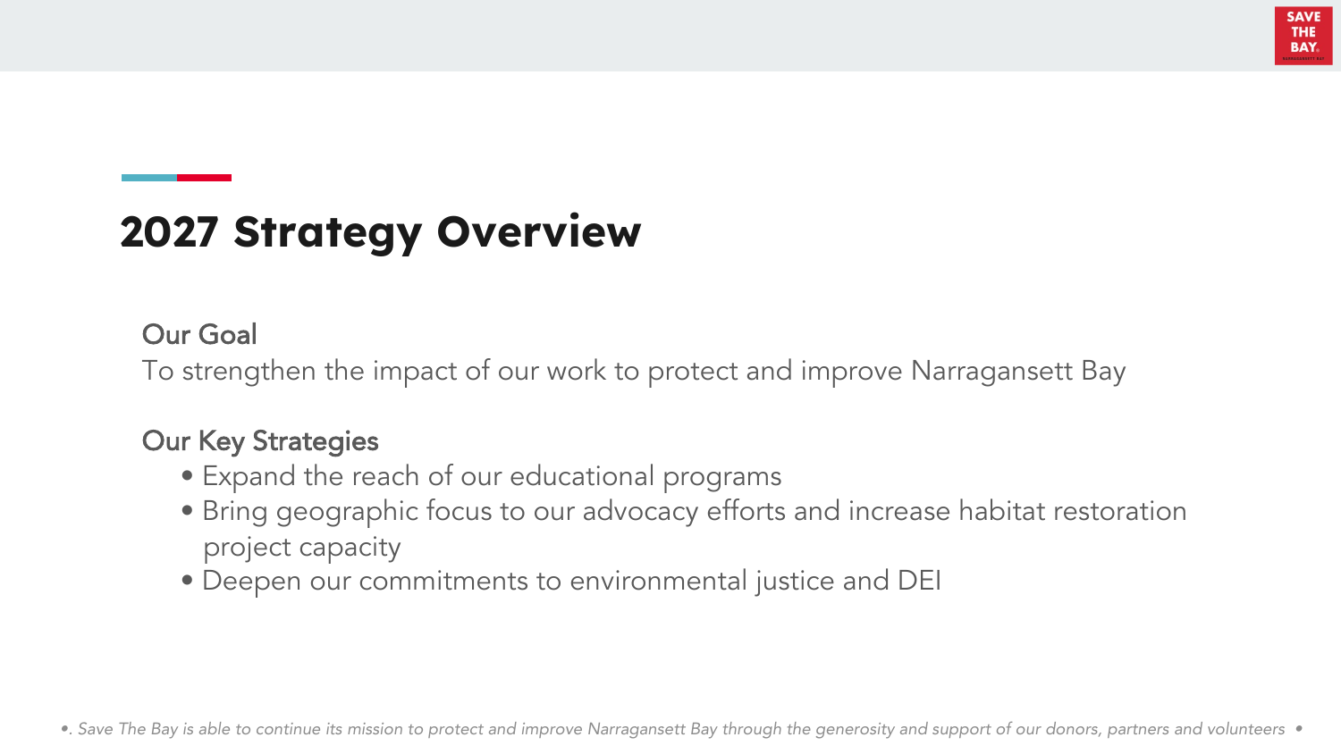# 2027 Strategy Overview

### Our Goal

To strengthen the impact of our work to protect and improve Narragansett Bay

### Our Key Strategies

- Expand the reach of our educational programs
- Bring geographic focus to our advocacy efforts and increase habitat restoration project capacity
- Deepen our commitments to environmental justice and DEI

*•. Save The Bay is able to continue its mission to protect and improve Narragansett Bay through the generosity and support of our donors, partners and volunteers •*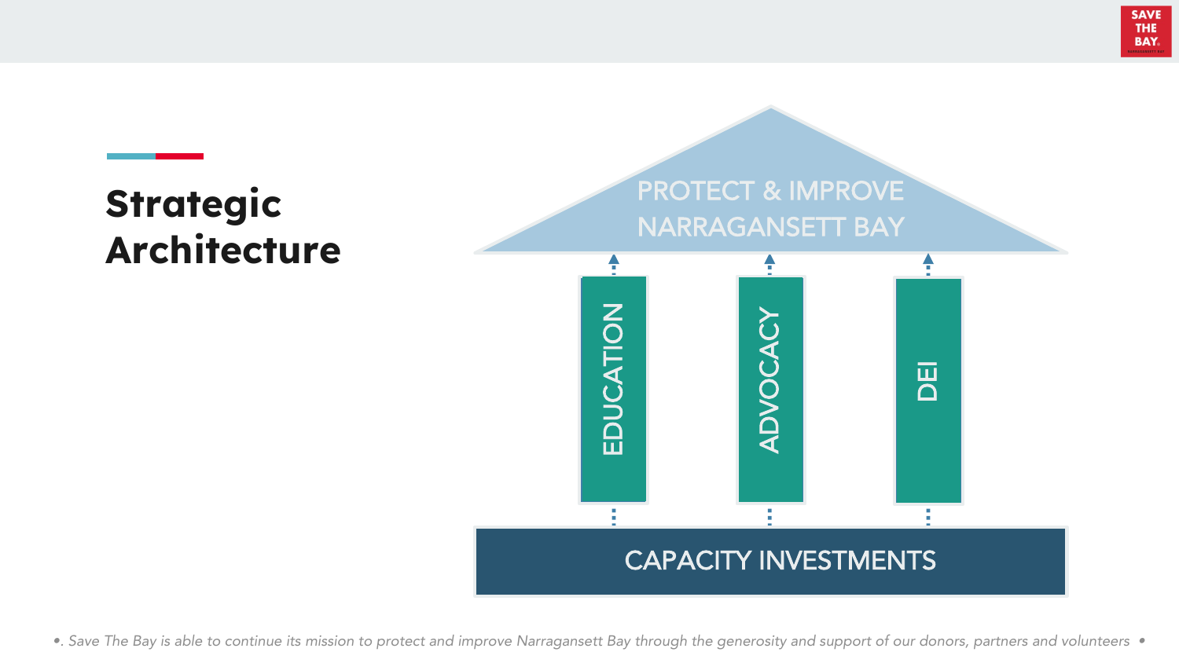# Strategic Architecture

PROTECT & IMPROVE NARRAGANSETT BAY

EDUCATION

ADVOCACY

DEI

CAPACITY INVESTMENTS

*•. Save The Bay is able to continue its mission to protect and improve Narragansett Bay through the generosity and support of our donors, partners and volunteers •*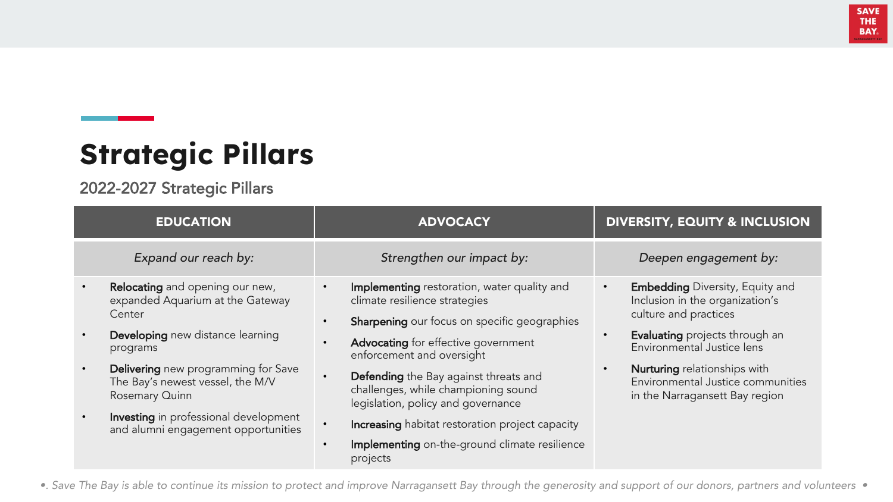# Strategic Pillars

## 2022-2027 Strategic Pillars

| EDUCATION | ADVOCACY | DIVERSITY, EQUITY & INCLUSION |
|---|---|---|
| *Expand our reach by:* | *Strengthen our impact by:* | *Deepen engagement by:* |
| • **Relocating** and opening our new, expanded Aquarium at the Gateway Center<br>• **Developing** new distance learning programs<br>• **Delivering** new programming for Save The Bay's newest vessel, the M/V Rosemary Quinn<br>• **Investing** in professional development and alumni engagement opportunities | • **Implementing** restoration, water quality and climate resilience strategies<br>• **Sharpening** our focus on specific geographies<br>• **Advocating** for effective government enforcement and oversight<br>• **Defending** the Bay against threats and challenges, while championing sound legislation, policy and governance<br>• **Increasing** habitat restoration project capacity<br>• **Implementing** on-the-ground climate resilience projects | • **Embedding** Diversity, Equity and Inclusion in the organization's culture and practices<br>• **Evaluating** projects through an Environmental Justice lens<br>• **Nurturing** relationships with Environmental Justice communities in the Narragansett Bay region |

*•. Save The Bay is able to continue its mission to protect and improve Narragansett Bay through the generosity and support of our donors, partners and volunteers •*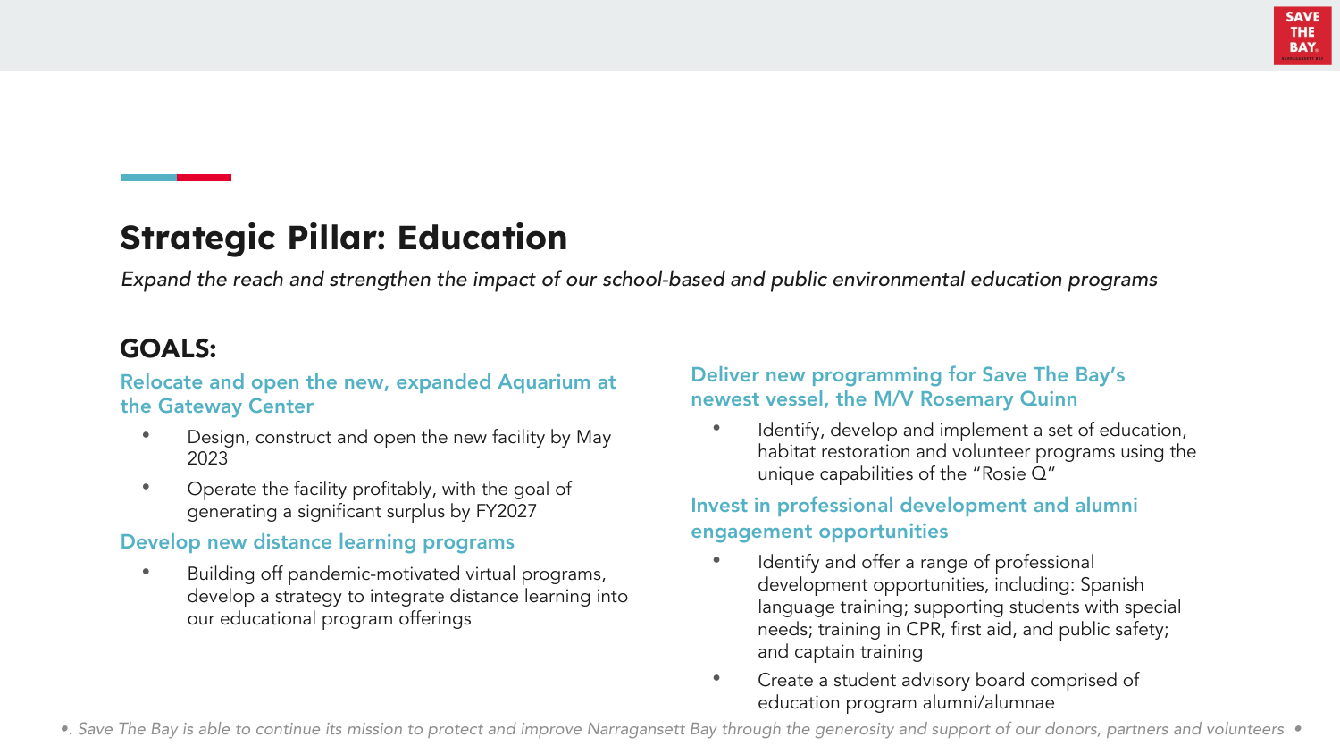# Strategic Pillar: Education

*Expand the reach and strengthen the impact of our school-based and public environmental education programs*

## GOALS:

### Relocate and open the new, expanded Aquarium at the Gateway Center

- Design, construct and open the new facility by May 2023
- Operate the facility profitably, with the goal of generating a significant surplus by FY2027

### Develop new distance learning programs

- Building off pandemic-motivated virtual programs, develop a strategy to integrate distance learning into our educational program offerings

### Deliver new programming for Save The Bay's newest vessel, the M/V Rosemary Quinn

- Identify, develop and implement a set of education, habitat restoration and volunteer programs using the unique capabilities of the "Rosie Q"

### Invest in professional development and alumni engagement opportunities

- Identify and offer a range of professional development opportunities, including: Spanish language training; supporting students with special needs; training in CPR, first aid, and public safety; and captain training
- Create a student advisory board comprised of education program alumni/alumnae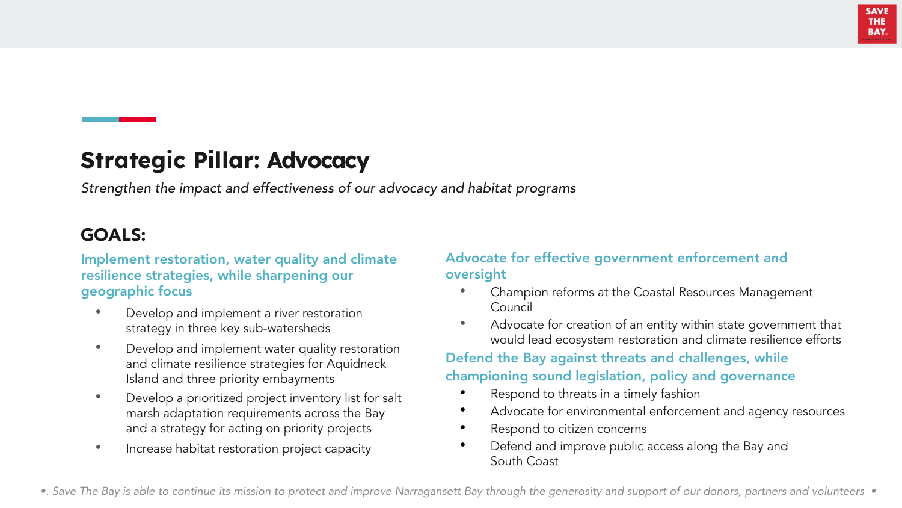# Strategic Pillar: Advocacy

*Strengthen the impact and effectiveness of our advocacy and habitat programs*

## GOALS:

### Implement restoration, water quality and climate resilience strategies, while sharpening our geographic focus

- Develop and implement a river restoration strategy in three key sub-watersheds
- Develop and implement water quality restoration and climate resilience strategies for Aquidneck Island and three priority embayments
- Develop a prioritized project inventory list for salt marsh adaptation requirements across the Bay and a strategy for acting on priority projects
- Increase habitat restoration project capacity

### Advocate for effective government enforcement and oversight

- Champion reforms at the Coastal Resources Management Council
- Advocate for creation of an entity within state government that would lead ecosystem restoration and climate resilience efforts

### Defend the Bay against threats and challenges, while championing sound legislation, policy and governance

- Respond to threats in a timely fashion
- Advocate for environmental enforcement and agency resources
- Respond to citizen concerns
- Defend and improve public access along the Bay and South Coast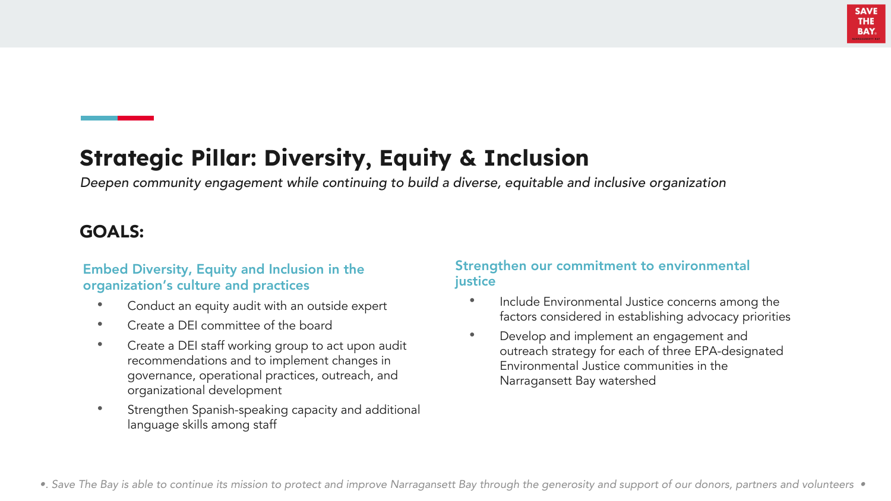## Strategic Pillar: Diversity, Equity & Inclusion

*Deepen community engagement while continuing to build a diverse, equitable and inclusive organization*

### GOALS:

#### Embed Diversity, Equity and Inclusion in the organization's culture and practices

- Conduct an equity audit with an outside expert
- Create a DEI committee of the board
- Create a DEI staff working group to act upon audit recommendations and to implement changes in governance, operational practices, outreach, and organizational development
- Strengthen Spanish-speaking capacity and additional language skills among staff

#### Strengthen our commitment to environmental justice

- Include Environmental Justice concerns among the factors considered in establishing advocacy priorities
- Develop and implement an engagement and outreach strategy for each of three EPA-designated Environmental Justice communities in the Narragansett Bay watershed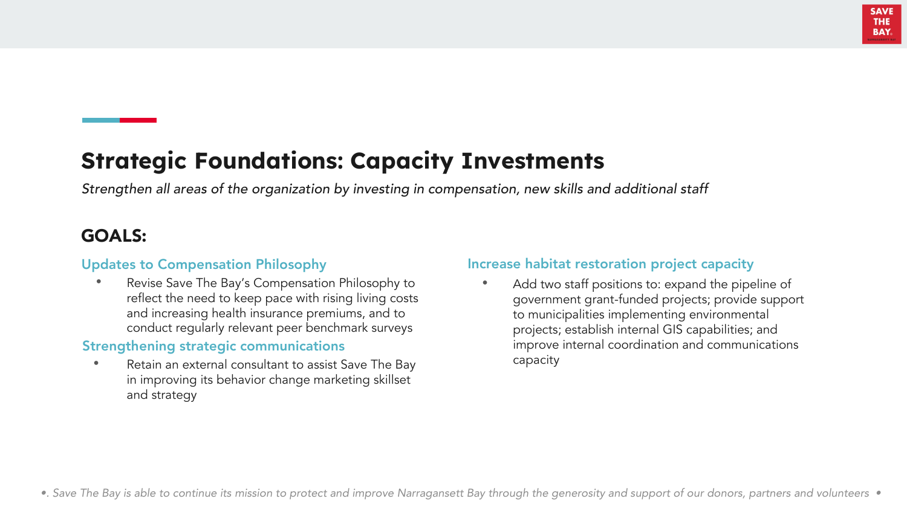# Strategic Foundations: Capacity Investments

*Strengthen all areas of the organization by investing in compensation, new skills and additional staff*

## GOALS:

### Updates to Compensation Philosophy

- Revise Save The Bay's Compensation Philosophy to reflect the need to keep pace with rising living costs and increasing health insurance premiums, and to conduct regularly relevant peer benchmark surveys

### Strengthening strategic communications

- Retain an external consultant to assist Save The Bay in improving its behavior change marketing skillset and strategy

### Increase habitat restoration project capacity

- Add two staff positions to: expand the pipeline of government grant-funded projects; provide support to municipalities implementing environmental projects; establish internal GIS capabilities; and improve internal coordination and communications capacity